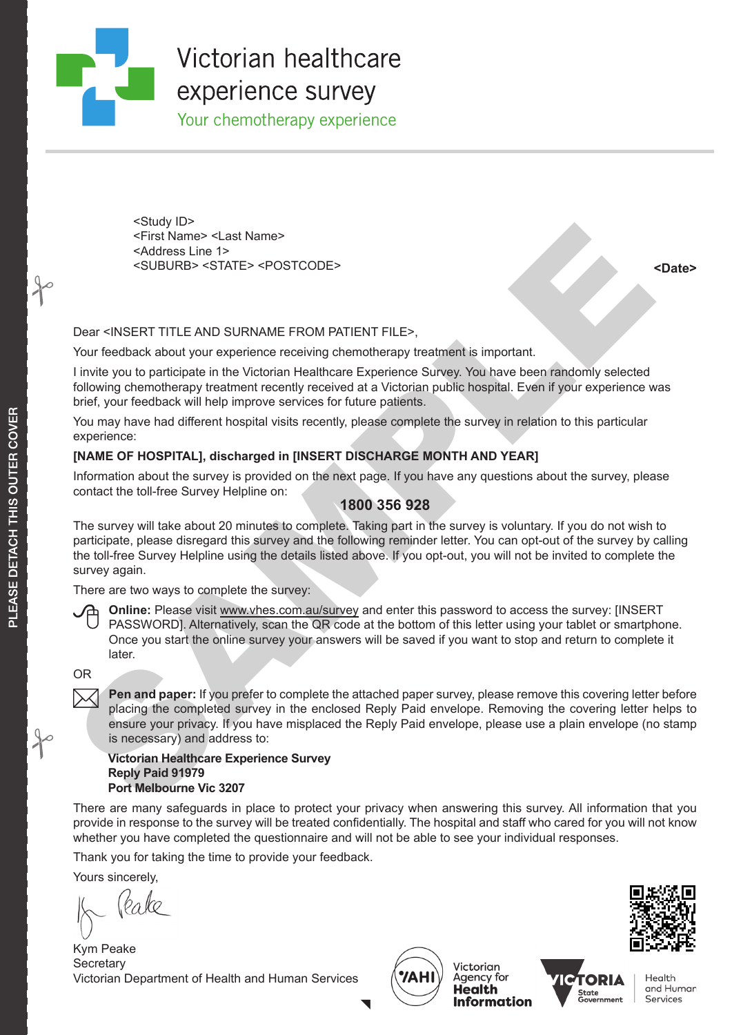# Victorian healthcare experience survey

## Your chemotherapy experience

<Study ID>
<First Name> <Last Name>
<Address Line 1>
<SUBURB> <STATE> <POSTCODE>

**<Date>**

Dear <INSERT TITLE AND SURNAME FROM PATIENT FILE>,

Your feedback about your experience receiving chemotherapy treatment is important.

I invite you to participate in the Victorian Healthcare Experience Survey. You have been randomly selected following chemotherapy treatment recently received at a Victorian public hospital. Even if your experience was brief, your feedback will help improve services for future patients.

You may have had different hospital visits recently, please complete the survey in relation to this particular experience:

**[NAME OF HOSPITAL], discharged in [INSERT DISCHARGE MONTH AND YEAR]**

Information about the survey is provided on the next page. If you have any questions about the survey, please contact the toll-free Survey Helpline on:

**1800 356 928**

The survey will take about 20 minutes to complete. Taking part in the survey is voluntary. If you do not wish to participate, please disregard this survey and the following reminder letter. You can opt-out of the survey by calling the toll-free Survey Helpline using the details listed above. If you opt-out, you will not be invited to complete the survey again.

There are two ways to complete the survey:

**Online:** Please visit www.vhes.com.au/survey and enter this password to access the survey: [INSERT PASSWORD]. Alternatively, scan the QR code at the bottom of this letter using your tablet or smartphone. Once you start the online survey your answers will be saved if you want to stop and return to complete it later.

OR

**Pen and paper:** If you prefer to complete the attached paper survey, please remove this covering letter before placing the completed survey in the enclosed Reply Paid envelope. Removing the covering letter helps to ensure your privacy. If you have misplaced the Reply Paid envelope, please use a plain envelope (no stamp is necessary) and address to:

**Victorian Healthcare Experience Survey**
**Reply Paid 91979**
**Port Melbourne Vic 3207**

There are many safeguards in place to protect your privacy when answering this survey. All information that you provide in response to the survey will be treated confidentially. The hospital and staff who cared for you will not know whether you have completed the questionnaire and will not be able to see your individual responses.

Thank you for taking the time to provide your feedback.

Yours sincerely,

Kym Peake
Secretary
Victorian Department of Health and Human Services

PLEASE DETACH THIS OUTER COVER

SAMPLE

VAHI Victorian Agency for Health Information

VICTORIA State Government — Health and Human Services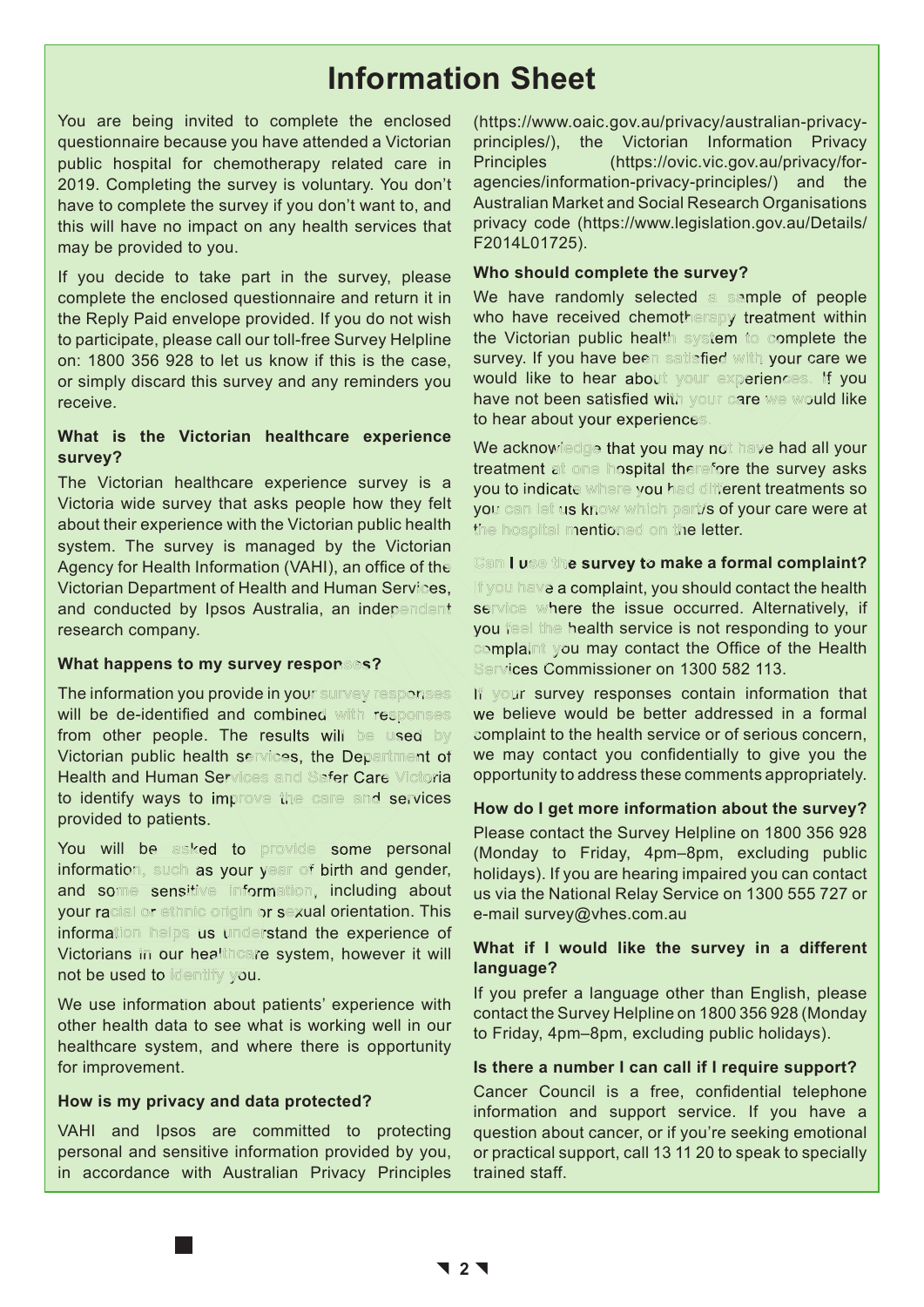# Information Sheet

You are being invited to complete the enclosed questionnaire because you have attended a Victorian public hospital for chemotherapy related care in 2019. Completing the survey is voluntary. You don't have to complete the survey if you don't want to, and this will have no impact on any health services that may be provided to you.

If you decide to take part in the survey, please complete the enclosed questionnaire and return it in the Reply Paid envelope provided. If you do not wish to participate, please call our toll-free Survey Helpline on: 1800 356 928 to let us know if this is the case, or simply discard this survey and any reminders you receive.

### What is the Victorian healthcare experience survey?

The Victorian healthcare experience survey is a Victoria wide survey that asks people how they felt about their experience with the Victorian public health system. The survey is managed by the Victorian Agency for Health Information (VAHI), an office of the Victorian Department of Health and Human Services, and conducted by Ipsos Australia, an independent research company.

### What happens to my survey responses?

The information you provide in your survey responses will be de-identified and combined with responses from other people. The results will be used by Victorian public health services, the Department of Health and Human Services and Safer Care Victoria to identify ways to improve the care and services provided to patients.

You will be asked to provide some personal information, such as your year of birth and gender, and some sensitive information, including about your racial or ethnic origin or sexual orientation. This information helps us understand the experience of Victorians in our healthcare system, however it will not be used to identify you.

We use information about patients' experience with other health data to see what is working well in our healthcare system, and where there is opportunity for improvement.

### How is my privacy and data protected?

VAHI and Ipsos are committed to protecting personal and sensitive information provided by you, in accordance with Australian Privacy Principles (https://www.oaic.gov.au/privacy/australian-privacy-principles/), the Victorian Information Privacy Principles (https://ovic.vic.gov.au/privacy/for-agencies/information-privacy-principles/) and the Australian Market and Social Research Organisations privacy code (https://www.legislation.gov.au/Details/F2014L01725).

### Who should complete the survey?

We have randomly selected a sample of people who have received chemotherapy treatment within the Victorian public health system to complete the survey. If you have been satisfied with your care we would like to hear about your experiences. If you have not been satisfied with your care we would like to hear about your experiences.

We acknowledge that you may not have had all your treatment at one hospital therefore the survey asks you to indicate where you had different treatments so you can let us know which part/s of your care were at the hospital mentioned on the letter.

### Can I use the survey to make a formal complaint?

If you have a complaint, you should contact the health service where the issue occurred. Alternatively, if you feel the health service is not responding to your complaint you may contact the Office of the Health Services Commissioner on 1300 582 113.

If your survey responses contain information that we believe would be better addressed in a formal complaint to the health service or of serious concern, we may contact you confidentially to give you the opportunity to address these comments appropriately.

### How do I get more information about the survey?

Please contact the Survey Helpline on 1800 356 928 (Monday to Friday, 4pm–8pm, excluding public holidays). If you are hearing impaired you can contact us via the National Relay Service on 1300 555 727 or e-mail survey@vhes.com.au

### What if I would like the survey in a different language?

If you prefer a language other than English, please contact the Survey Helpline on 1800 356 928 (Monday to Friday, 4pm–8pm, excluding public holidays).

### Is there a number I can call if I require support?

Cancer Council is a free, confidential telephone information and support service. If you have a question about cancer, or if you're seeking emotional or practical support, call 13 11 20 to speak to specially trained staff.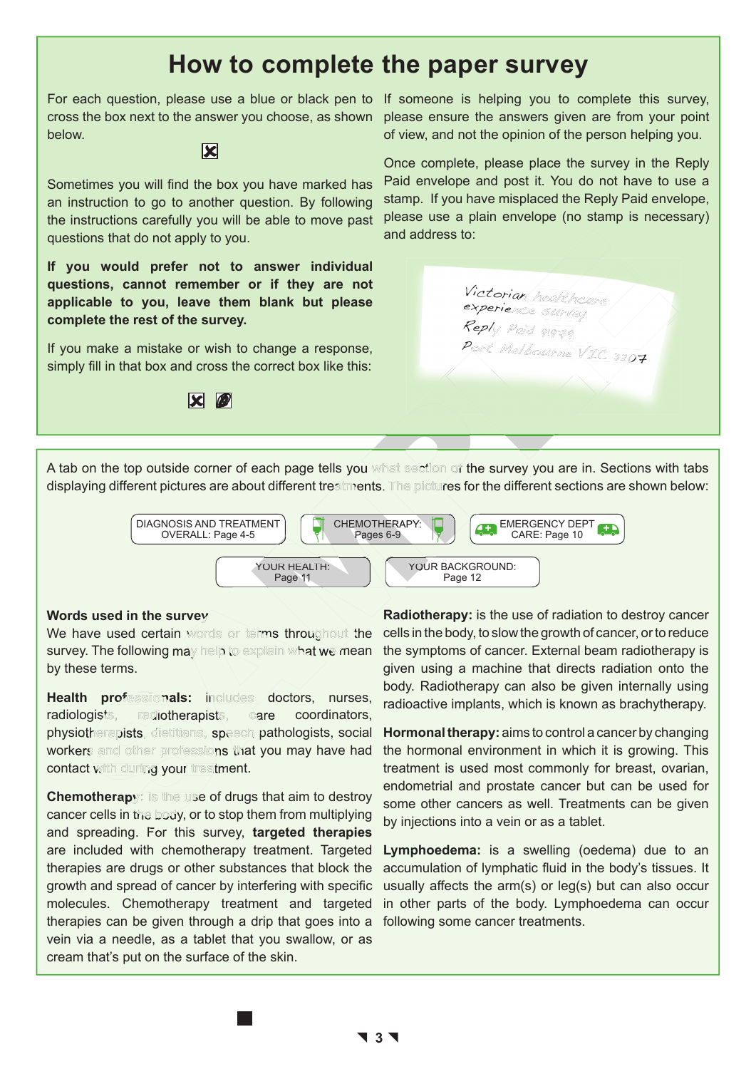# How to complete the paper survey

For each question, please use a blue or black pen to cross the box next to the answer you choose, as shown below.

☒

Sometimes you will find the box you have marked has an instruction to go to another question. By following the instructions carefully you will be able to move past questions that do not apply to you.

**If you would prefer not to answer individual questions, cannot remember or if they are not applicable to you, leave them blank but please complete the rest of the survey.**

If you make a mistake or wish to change a response, simply fill in that box and cross the correct box like this:

☒ ■

If someone is helping you to complete this survey, please ensure the answers given are from your point of view, and not the opinion of the person helping you.

Once complete, please place the survey in the Reply Paid envelope and post it. You do not have to use a stamp. If you have misplaced the Reply Paid envelope, please use a plain envelope (no stamp is necessary) and address to:

Victorian healthcare experience survey
Reply Paid 91979
Port Melbourne VIC 3207

A tab on the top outside corner of each page tells you what section of the survey you are in. Sections with tabs displaying different pictures are about different treatments. The pictures for the different sections are shown below:

- DIAGNOSIS AND TREATMENT OVERALL: Page 4-5
- CHEMOTHERAPY: Pages 6-9
- EMERGENCY DEPT CARE: Page 10
- YOUR HEALTH: Page 11
- YOUR BACKGROUND: Page 12

## Words used in the survey

We have used certain words or terms throughout the survey. The following may help to explain what we mean by these terms.

**Health professionals:** includes doctors, nurses, radiologists, radiotherapists, care coordinators, physiotherapists, dietitians, speech pathologists, social workers and other professions that you may have had contact with during your treatment.

**Chemotherapy:** is the use of drugs that aim to destroy cancer cells in the body, or to stop them from multiplying and spreading. For this survey, **targeted therapies** are included with chemotherapy treatment. Targeted therapies are drugs or other substances that block the growth and spread of cancer by interfering with specific molecules. Chemotherapy treatment and targeted therapies can be given through a drip that goes into a vein via a needle, as a tablet that you swallow, or as cream that's put on the surface of the skin.

**Radiotherapy:** is the use of radiation to destroy cancer cells in the body, to slow the growth of cancer, or to reduce the symptoms of cancer. External beam radiotherapy is given using a machine that directs radiation onto the body. Radiotherapy can also be given internally using radioactive implants, which is known as brachytherapy.

**Hormonal therapy:** aims to control a cancer by changing the hormonal environment in which it is growing. This treatment is used most commonly for breast, ovarian, endometrial and prostate cancer but can be used for some other cancers as well. Treatments can be given by injections into a vein or as a tablet.

**Lymphoedema:** is a swelling (oedema) due to an accumulation of lymphatic fluid in the body's tissues. It usually affects the arm(s) or leg(s) but can also occur in other parts of the body. Lymphoedema can occur following some cancer treatments.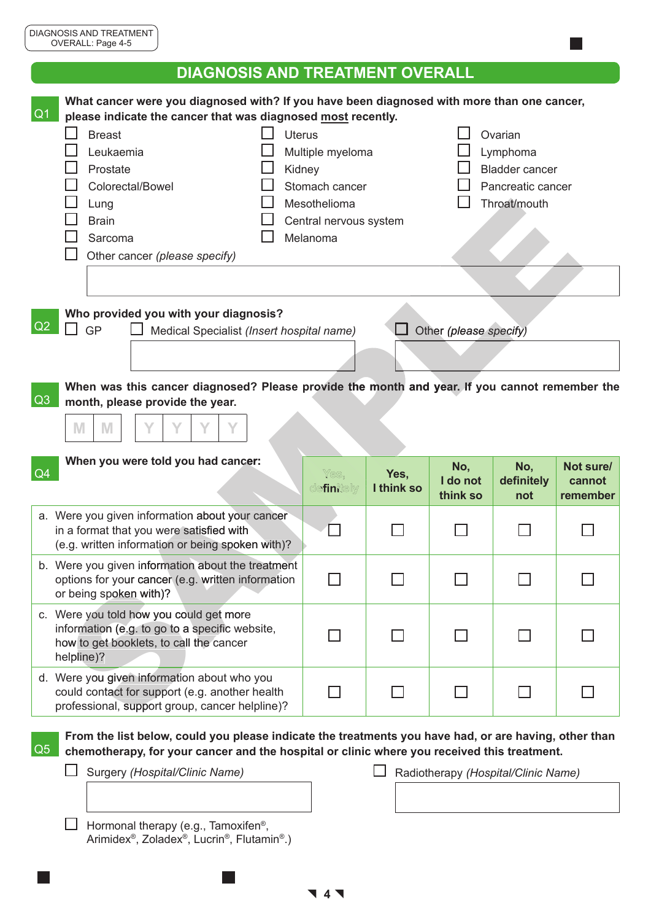DIAGNOSIS AND TREATMENT OVERALL: Page 4-5

## DIAGNOSIS AND TREATMENT OVERALL

**Q1 What cancer were you diagnosed with? If you have been diagnosed with more than one cancer, please indicate the cancer that was diagnosed most recently.**

- ☐ Breast
- ☐ Leukaemia
- ☐ Prostate
- ☐ Colorectal/Bowel
- ☐ Lung
- ☐ Brain
- ☐ Sarcoma
- ☐ Uterus
- ☐ Multiple myeloma
- ☐ Kidney
- ☐ Stomach cancer
- ☐ Mesothelioma
- ☐ Central nervous system
- ☐ Melanoma
- ☐ Ovarian
- ☐ Lymphoma
- ☐ Bladder cancer
- ☐ Pancreatic cancer
- ☐ Throat/mouth
- ☐ Other cancer *(please specify)*

**Q2 Who provided you with your diagnosis?**

- ☐ GP
- ☐ Medical Specialist *(Insert hospital name)*
- ☐ Other *(please specify)*

**Q3 When was this cancer diagnosed? Please provide the month and year. If you cannot remember the month, please provide the year.**

M M / Y Y Y Y

**Q4 When you were told you had cancer:**

| | Yes, definitely | Yes, I think so | No, I do not think so | No, definitely not | Not sure/ cannot remember |
|---|---|---|---|---|---|
| a. Were you given information about your cancer in a format that you were satisfied with (e.g. written information or being spoken with)? | ☐ | ☐ | ☐ | ☐ | ☐ |
| b. Were you given information about the treatment options for your cancer (e.g. written information or being spoken with)? | ☐ | ☐ | ☐ | ☐ | ☐ |
| c. Were you told how you could get more information (e.g. to go to a specific website, how to get booklets, to call the cancer helpline)? | ☐ | ☐ | ☐ | ☐ | ☐ |
| d. Were you given information about who you could contact for support (e.g. another health professional, support group, cancer helpline)? | ☐ | ☐ | ☐ | ☐ | ☐ |

**Q5 From the list below, could you please indicate the treatments you have had, or are having, other than chemotherapy, for your cancer and the hospital or clinic where you received this treatment.**

- ☐ Surgery *(Hospital/Clinic Name)*
- ☐ Radiotherapy *(Hospital/Clinic Name)*
- ☐ Hormonal therapy (e.g., Tamoxifen®, Arimidex®, Zoladex®, Lucrin®, Flutamin®.)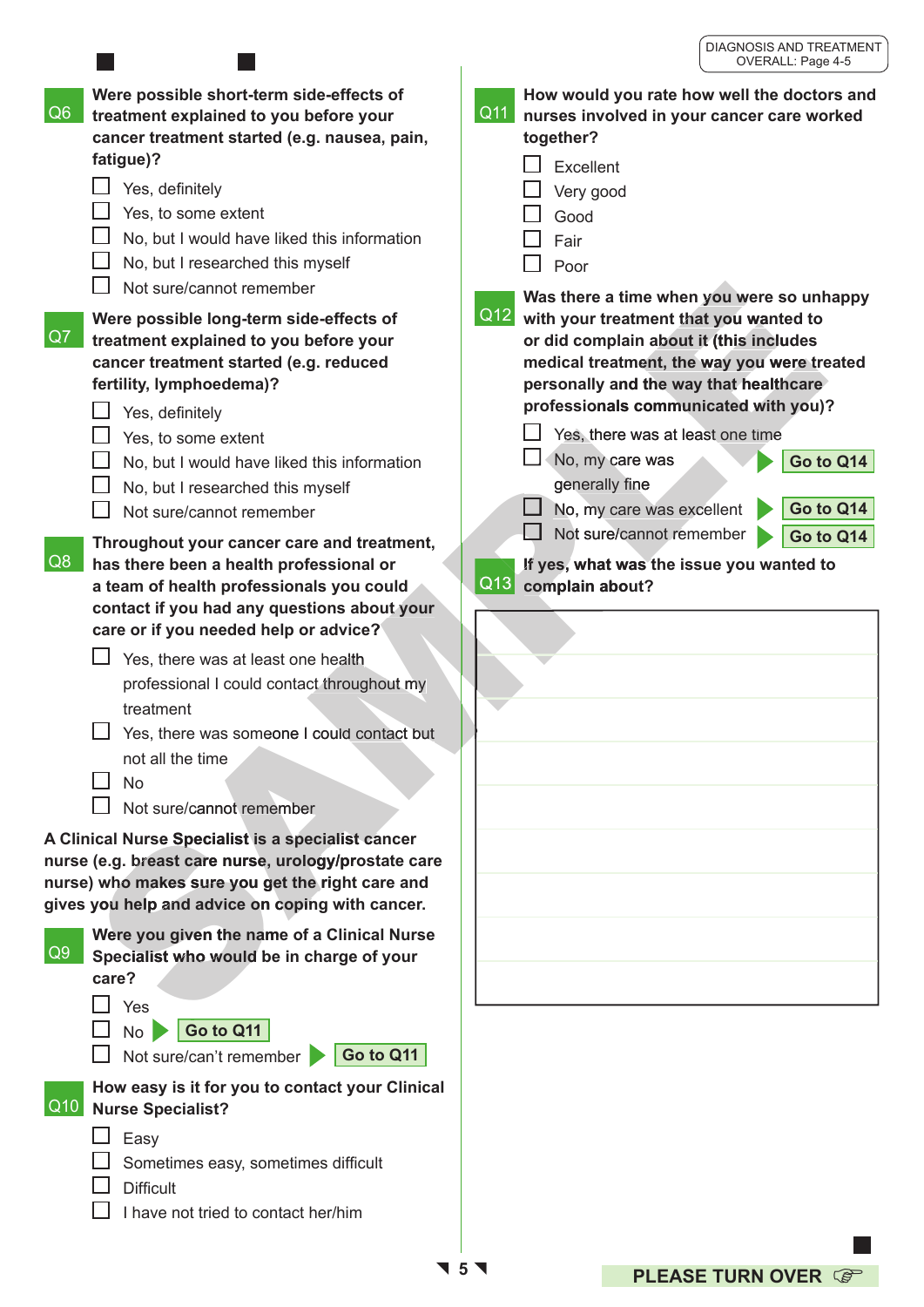DIAGNOSIS AND TREATMENT OVERALL: Page 4-5

**Q6 Were possible short-term side-effects of treatment explained to you before your cancer treatment started (e.g. nausea, pain, fatigue)?**

- ☐ Yes, definitely
- ☐ Yes, to some extent
- ☐ No, but I would have liked this information
- ☐ No, but I researched this myself
- ☐ Not sure/cannot remember

**Q7 Were possible long-term side-effects of treatment explained to you before your cancer treatment started (e.g. reduced fertility, lymphoedema)?**

- ☐ Yes, definitely
- ☐ Yes, to some extent
- ☐ No, but I would have liked this information
- ☐ No, but I researched this myself
- ☐ Not sure/cannot remember

**Q8 Throughout your cancer care and treatment, has there been a health professional or a team of health professionals you could contact if you had any questions about your care or if you needed help or advice?**

- ☐ Yes, there was at least one health professional I could contact throughout my treatment
- ☐ Yes, there was someone I could contact but not all the time
- ☐ No
- ☐ Not sure/cannot remember

**A Clinical Nurse Specialist is a specialist cancer nurse (e.g. breast care nurse, urology/prostate care nurse) who makes sure you get the right care and gives you help and advice on coping with cancer.**

**Q9 Were you given the name of a Clinical Nurse Specialist who would be in charge of your care?**

- ☐ Yes
- ☐ No ▶ **Go to Q11**
- ☐ Not sure/can't remember ▶ **Go to Q11**

**Q10 How easy is it for you to contact your Clinical Nurse Specialist?**

- ☐ Easy
- ☐ Sometimes easy, sometimes difficult
- ☐ Difficult
- ☐ I have not tried to contact her/him

**Q11 How would you rate how well the doctors and nurses involved in your cancer care worked together?**

- ☐ Excellent
- ☐ Very good
- ☐ Good
- ☐ Fair
- ☐ Poor

**Q12 Was there a time when you were so unhappy with your treatment that you wanted to or did complain about it (this includes medical treatment, the way you were treated personally and the way that healthcare professionals communicated with you)?**

- ☐ Yes, there was at least one time
- ☐ No, my care was generally fine ▶ **Go to Q14**
- ☐ No, my care was excellent ▶ **Go to Q14**
- ☐ Not sure/cannot remember ▶ **Go to Q14**

**Q13 If yes, what was the issue you wanted to complain about?**

[Free text box]

SAMPLE

**PLEASE TURN OVER** ☞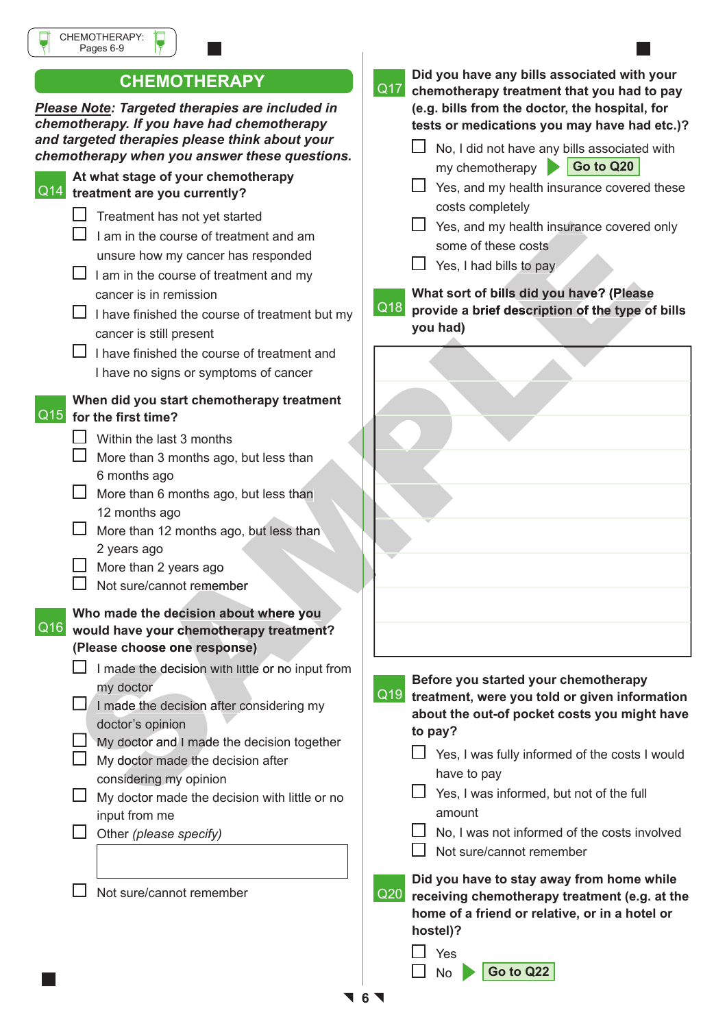CHEMOTHERAPY: Pages 6-9

## CHEMOTHERAPY

***Please Note**: Targeted therapies are included in chemotherapy. If you have had chemotherapy and targeted therapies please think about your chemotherapy when you answer these questions.*

**Q14 At what stage of your chemotherapy treatment are you currently?**

- ☐ Treatment has not yet started
- ☐ I am in the course of treatment and am unsure how my cancer has responded
- ☐ I am in the course of treatment and my cancer is in remission
- ☐ I have finished the course of treatment but my cancer is still present
- ☐ I have finished the course of treatment and I have no signs or symptoms of cancer

**Q15 When did you start chemotherapy treatment for the first time?**

- ☐ Within the last 3 months
- ☐ More than 3 months ago, but less than 6 months ago
- ☐ More than 6 months ago, but less than 12 months ago
- ☐ More than 12 months ago, but less than 2 years ago
- ☐ More than 2 years ago
- ☐ Not sure/cannot remember

**Q16 Who made the decision about where you would have your chemotherapy treatment? (Please choose one response)**

- ☐ I made the decision with little or no input from my doctor
- ☐ I made the decision after considering my doctor's opinion
- ☐ My doctor and I made the decision together
- ☐ My doctor made the decision after considering my opinion
- ☐ My doctor made the decision with little or no input from me
- ☐ Other *(please specify)*

  ______________________________

- ☐ Not sure/cannot remember

**Q17 Did you have any bills associated with your chemotherapy treatment that you had to pay (e.g. bills from the doctor, the hospital, for tests or medications you may have had etc.)?**

- ☐ No, I did not have any bills associated with my chemotherapy ▶ **Go to Q20**
- ☐ Yes, and my health insurance covered these costs completely
- ☐ Yes, and my health insurance covered only some of these costs
- ☐ Yes, I had bills to pay

**Q18 What sort of bills did you have? (Please provide a brief description of the type of bills you had)**

______________________________

______________________________

______________________________

______________________________

______________________________

______________________________

______________________________

______________________________

**Q19 Before you started your chemotherapy treatment, were you told or given information about the out-of pocket costs you might have to pay?**

- ☐ Yes, I was fully informed of the costs I would have to pay
- ☐ Yes, I was informed, but not of the full amount
- ☐ No, I was not informed of the costs involved
- ☐ Not sure/cannot remember

**Q20 Did you have to stay away from home while receiving chemotherapy treatment (e.g. at the home of a friend or relative, or in a hotel or hostel)?**

- ☐ Yes
- ☐ No ▶ **Go to Q22**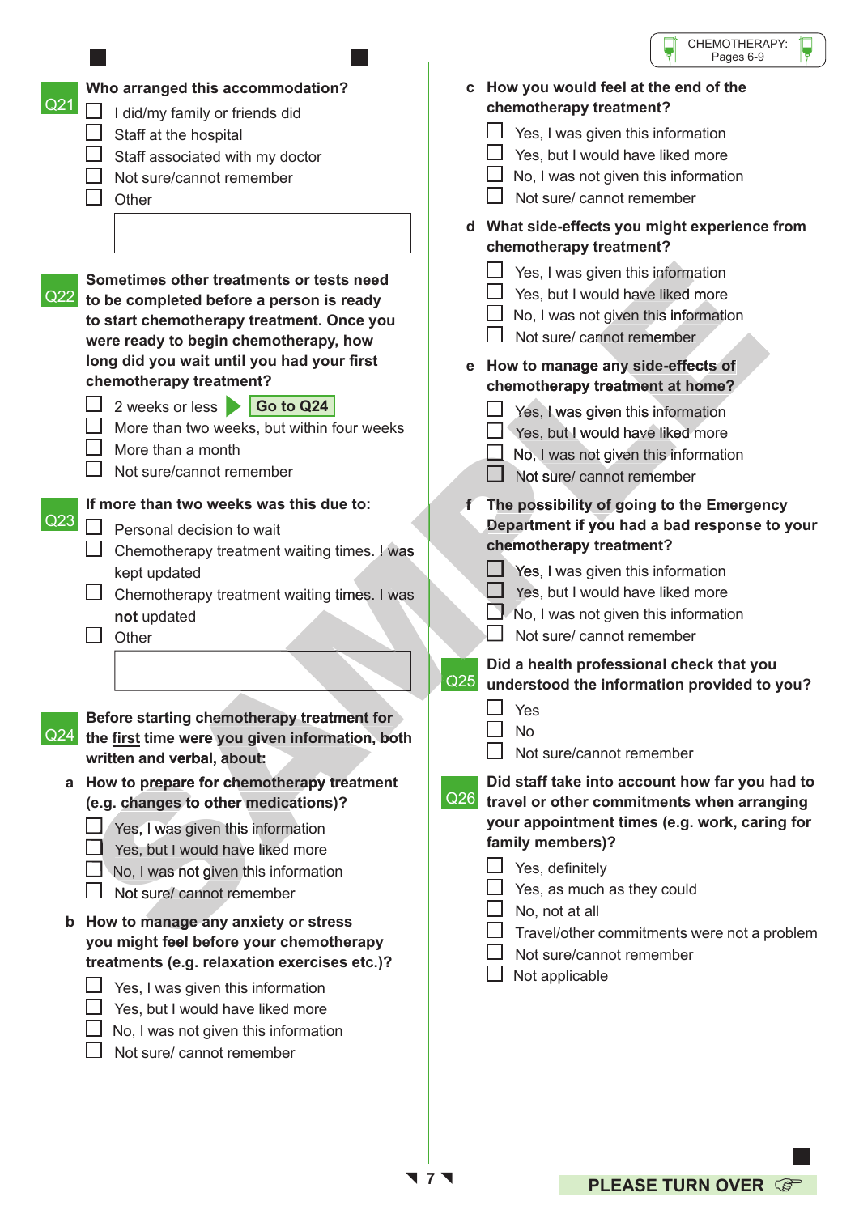**Q21** **Who arranged this accommodation?**

- ☐ I did/my family or friends did
- ☐ Staff at the hospital
- ☐ Staff associated with my doctor
- ☐ Not sure/cannot remember
- ☐ Other

**Q22** **Sometimes other treatments or tests need to be completed before a person is ready to start chemotherapy treatment. Once you were ready to begin chemotherapy, how long did you wait until you had your first chemotherapy treatment?**

- ☐ 2 weeks or less ▶ **Go to Q24**
- ☐ More than two weeks, but within four weeks
- ☐ More than a month
- ☐ Not sure/cannot remember

**Q23** **If more than two weeks was this due to:**

- ☐ Personal decision to wait
- ☐ Chemotherapy treatment waiting times. I was kept updated
- ☐ Chemotherapy treatment waiting times. I was **not** updated
- ☐ Other

**Q24** **Before starting chemotherapy treatment for the first time were you given information, both written and verbal, about:**

**a How to prepare for chemotherapy treatment (e.g. changes to other medications)?**

- ☐ Yes, I was given this information
- ☐ Yes, but I would have liked more
- ☐ No, I was not given this information
- ☐ Not sure/ cannot remember

**b How to manage any anxiety or stress you might feel before your chemotherapy treatments (e.g. relaxation exercises etc.)?**

- ☐ Yes, I was given this information
- ☐ Yes, but I would have liked more
- ☐ No, I was not given this information
- ☐ Not sure/ cannot remember

**c How you would feel at the end of the chemotherapy treatment?**

- ☐ Yes, I was given this information
- ☐ Yes, but I would have liked more
- ☐ No, I was not given this information
- ☐ Not sure/ cannot remember

**d What side-effects you might experience from chemotherapy treatment?**

- ☐ Yes, I was given this information
- ☐ Yes, but I would have liked more
- ☐ No, I was not given this information
- ☐ Not sure/ cannot remember

**e How to manage any side-effects of chemotherapy treatment at home?**

- ☐ Yes, I was given this information
- ☐ Yes, but I would have liked more
- ☐ No, I was not given this information
- ☐ Not sure/ cannot remember

**f The possibility of going to the Emergency Department if you had a bad response to your chemotherapy treatment?**

- ☐ Yes, I was given this information
- ☐ Yes, but I would have liked more
- ☐ No, I was not given this information
- ☐ Not sure/ cannot remember

**Q25** **Did a health professional check that you understood the information provided to you?**

- ☐ Yes
- ☐ No
- ☐ Not sure/cannot remember

**Q26** **Did staff take into account how far you had to travel or other commitments when arranging your appointment times (e.g. work, caring for family members)?**

- ☐ Yes, definitely
- ☐ Yes, as much as they could
- ☐ No, not at all
- ☐ Travel/other commitments were not a problem
- ☐ Not sure/cannot remember
- ☐ Not applicable

**PLEASE TURN OVER**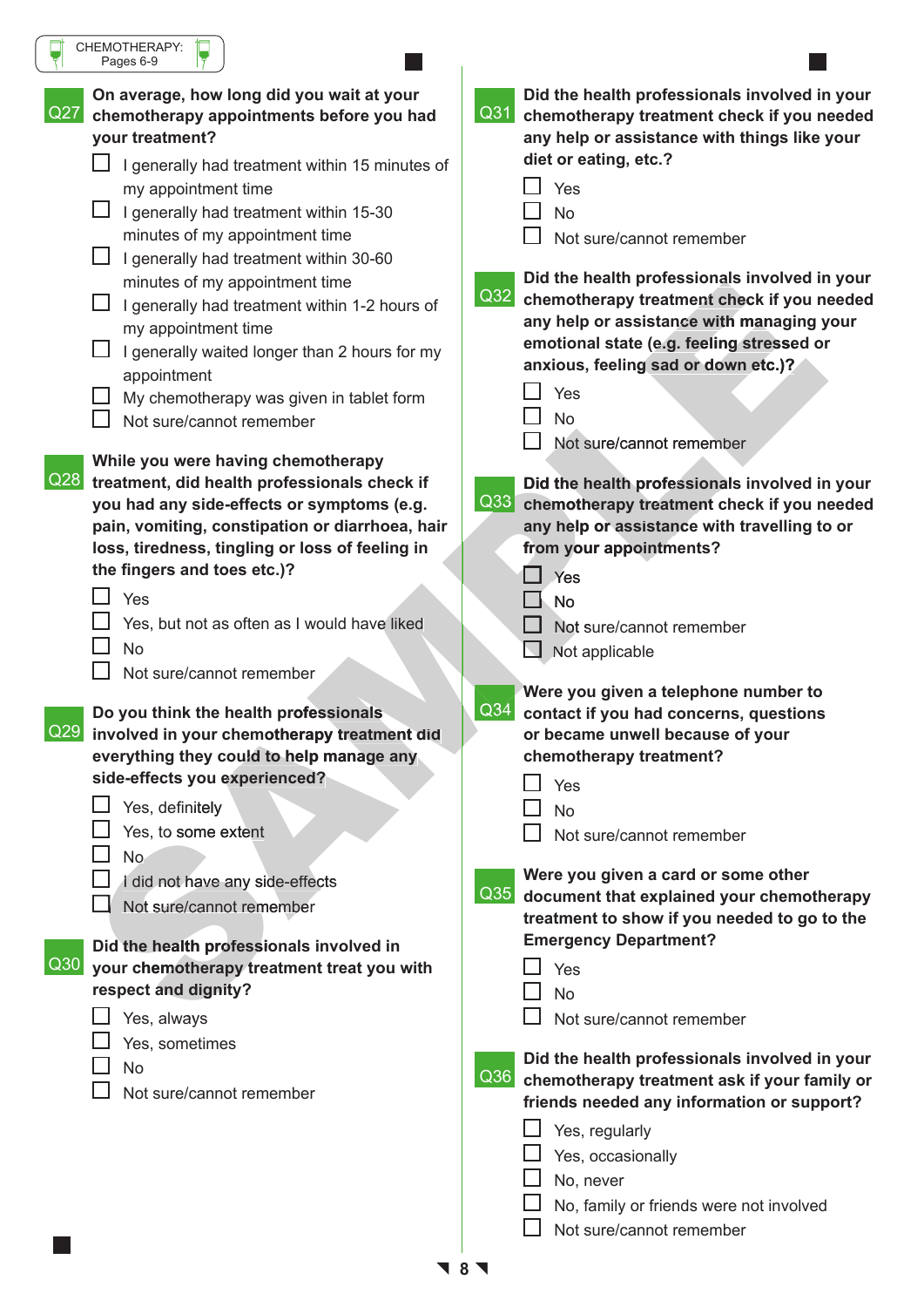CHEMOTHERAPY: Pages 6-9

**Q27 On average, how long did you wait at your chemotherapy appointments before you had your treatment?**

- ☐ I generally had treatment within 15 minutes of my appointment time
- ☐ I generally had treatment within 15-30 minutes of my appointment time
- ☐ I generally had treatment within 30-60 minutes of my appointment time
- ☐ I generally had treatment within 1-2 hours of my appointment time
- ☐ I generally waited longer than 2 hours for my appointment
- ☐ My chemotherapy was given in tablet form
- ☐ Not sure/cannot remember

**Q28 While you were having chemotherapy treatment, did health professionals check if you had any side-effects or symptoms (e.g. pain, vomiting, constipation or diarrhoea, hair loss, tiredness, tingling or loss of feeling in the fingers and toes etc.)?**

- ☐ Yes
- ☐ Yes, but not as often as I would have liked
- ☐ No
- ☐ Not sure/cannot remember

**Q29 Do you think the health professionals involved in your chemotherapy treatment did everything they could to help manage any side-effects you experienced?**

- ☐ Yes, definitely
- ☐ Yes, to some extent
- ☐ No
- ☐ I did not have any side-effects
- ☐ Not sure/cannot remember

**Q30 Did the health professionals involved in your chemotherapy treatment treat you with respect and dignity?**

- ☐ Yes, always
- ☐ Yes, sometimes
- ☐ No
- ☐ Not sure/cannot remember

**Q31 Did the health professionals involved in your chemotherapy treatment check if you needed any help or assistance with things like your diet or eating, etc.?**

- ☐ Yes
- ☐ No
- ☐ Not sure/cannot remember

**Q32 Did the health professionals involved in your chemotherapy treatment check if you needed any help or assistance with managing your emotional state (e.g. feeling stressed or anxious, feeling sad or down etc.)?**

- ☐ Yes
- ☐ No
- ☐ Not sure/cannot remember

**Q33 Did the health professionals involved in your chemotherapy treatment check if you needed any help or assistance with travelling to or from your appointments?**

- ☐ Yes
- ☐ No
- ☐ Not sure/cannot remember
- ☐ Not applicable

**Q34 Were you given a telephone number to contact if you had concerns, questions or became unwell because of your chemotherapy treatment?**

- ☐ Yes
- ☐ No
- ☐ Not sure/cannot remember

**Q35 Were you given a card or some other document that explained your chemotherapy treatment to show if you needed to go to the Emergency Department?**

- ☐ Yes
- ☐ No
- ☐ Not sure/cannot remember

**Q36 Did the health professionals involved in your chemotherapy treatment ask if your family or friends needed any information or support?**

- ☐ Yes, regularly
- ☐ Yes, occasionally
- ☐ No, never
- ☐ No, family or friends were not involved
- ☐ Not sure/cannot remember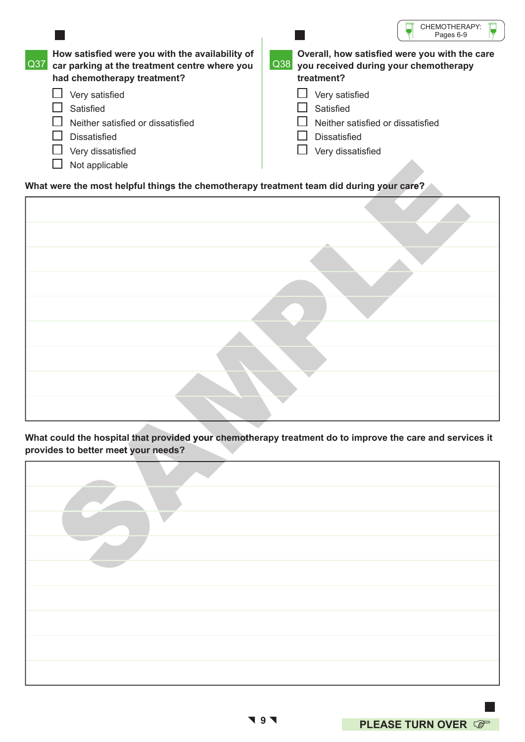CHEMOTHERAPY: Pages 6-9

**Q37** **How satisfied were you with the availability of car parking at the treatment centre where you had chemotherapy treatment?**

- ☐ Very satisfied
- ☐ Satisfied
- ☐ Neither satisfied or dissatisfied
- ☐ Dissatisfied
- ☐ Very dissatisfied
- ☐ Not applicable

**Q38** **Overall, how satisfied were you with the care you received during your chemotherapy treatment?**

- ☐ Very satisfied
- ☐ Satisfied
- ☐ Neither satisfied or dissatisfied
- ☐ Dissatisfied
- ☐ Very dissatisfied

**What were the most helpful things the chemotherapy treatment team did during your care?**

&nbsp;

**What could the hospital that provided your chemotherapy treatment do to improve the care and services it provides to better meet your needs?**

&nbsp;

SAMPLE

**PLEASE TURN OVER** ☞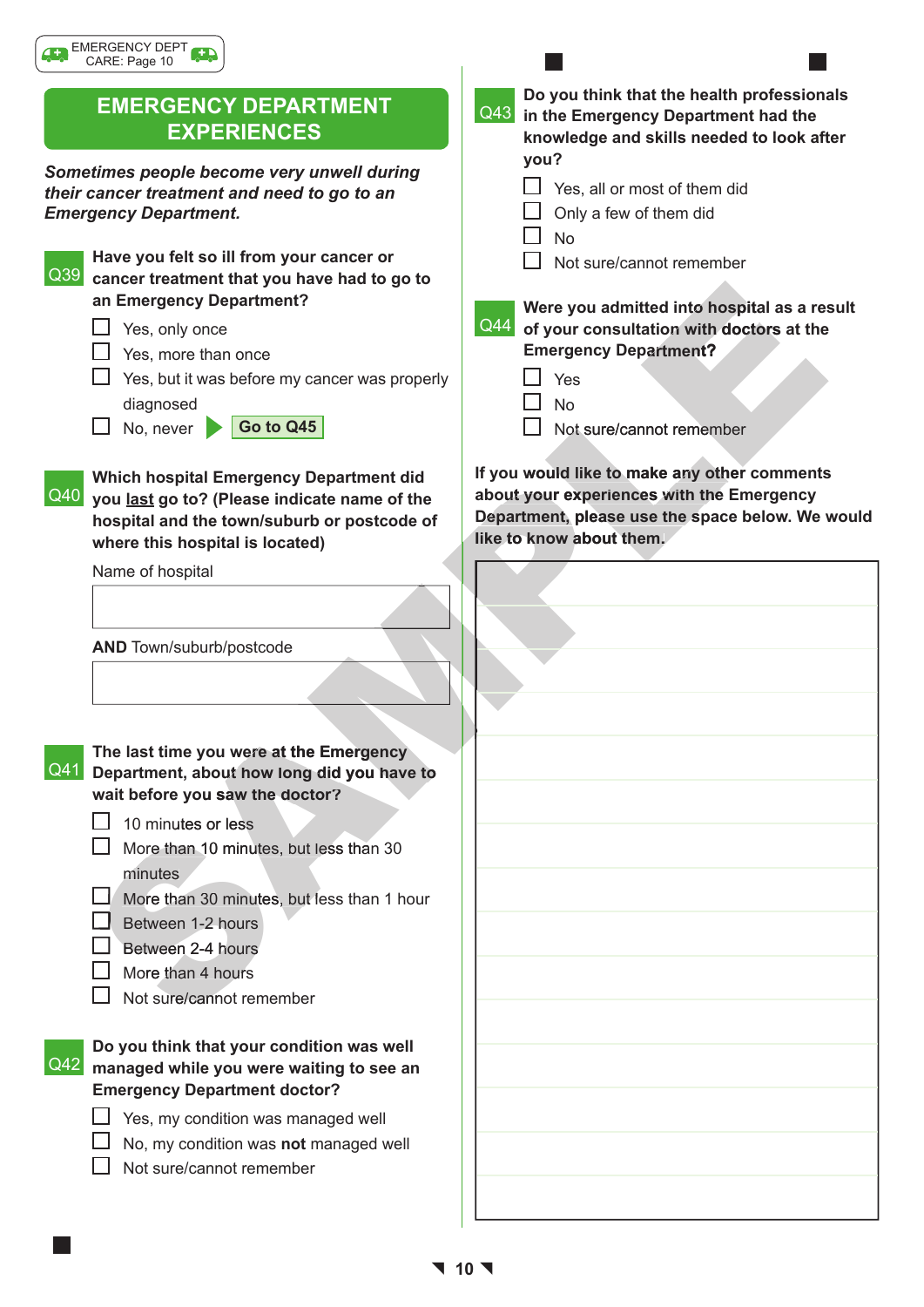# EMERGENCY DEPARTMENT EXPERIENCES

***Sometimes people become very unwell during their cancer treatment and need to go to an Emergency Department.***

**Q39 Have you felt so ill from your cancer or cancer treatment that you have had to go to an Emergency Department?**

- ☐ Yes, only once
- ☐ Yes, more than once
- ☐ Yes, but it was before my cancer was properly diagnosed
- ☐ No, never ➤ **Go to Q45**

**Q40 Which hospital Emergency Department did you last go to? (Please indicate name of the hospital and the town/suburb or postcode of where this hospital is located)**

Name of hospital

[ ]

**AND** Town/suburb/postcode

[ ]

**Q41 The last time you were at the Emergency Department, about how long did you have to wait before you saw the doctor?**

- ☐ 10 minutes or less
- ☐ More than 10 minutes, but less than 30 minutes
- ☐ More than 30 minutes, but less than 1 hour
- ☐ Between 1-2 hours
- ☐ Between 2-4 hours
- ☐ More than 4 hours
- ☐ Not sure/cannot remember

**Q42 Do you think that your condition was well managed while you were waiting to see an Emergency Department doctor?**

- ☐ Yes, my condition was managed well
- ☐ No, my condition was **not** managed well
- ☐ Not sure/cannot remember

**Q43 Do you think that the health professionals in the Emergency Department had the knowledge and skills needed to look after you?**

- ☐ Yes, all or most of them did
- ☐ Only a few of them did
- ☐ No
- ☐ Not sure/cannot remember

**Q44 Were you admitted into hospital as a result of your consultation with doctors at the Emergency Department?**

- ☐ Yes
- ☐ No
- ☐ Not sure/cannot remember

**If you would like to make any other comments about your experiences with the Emergency Department, please use the space below. We would like to know about them.**

[ ]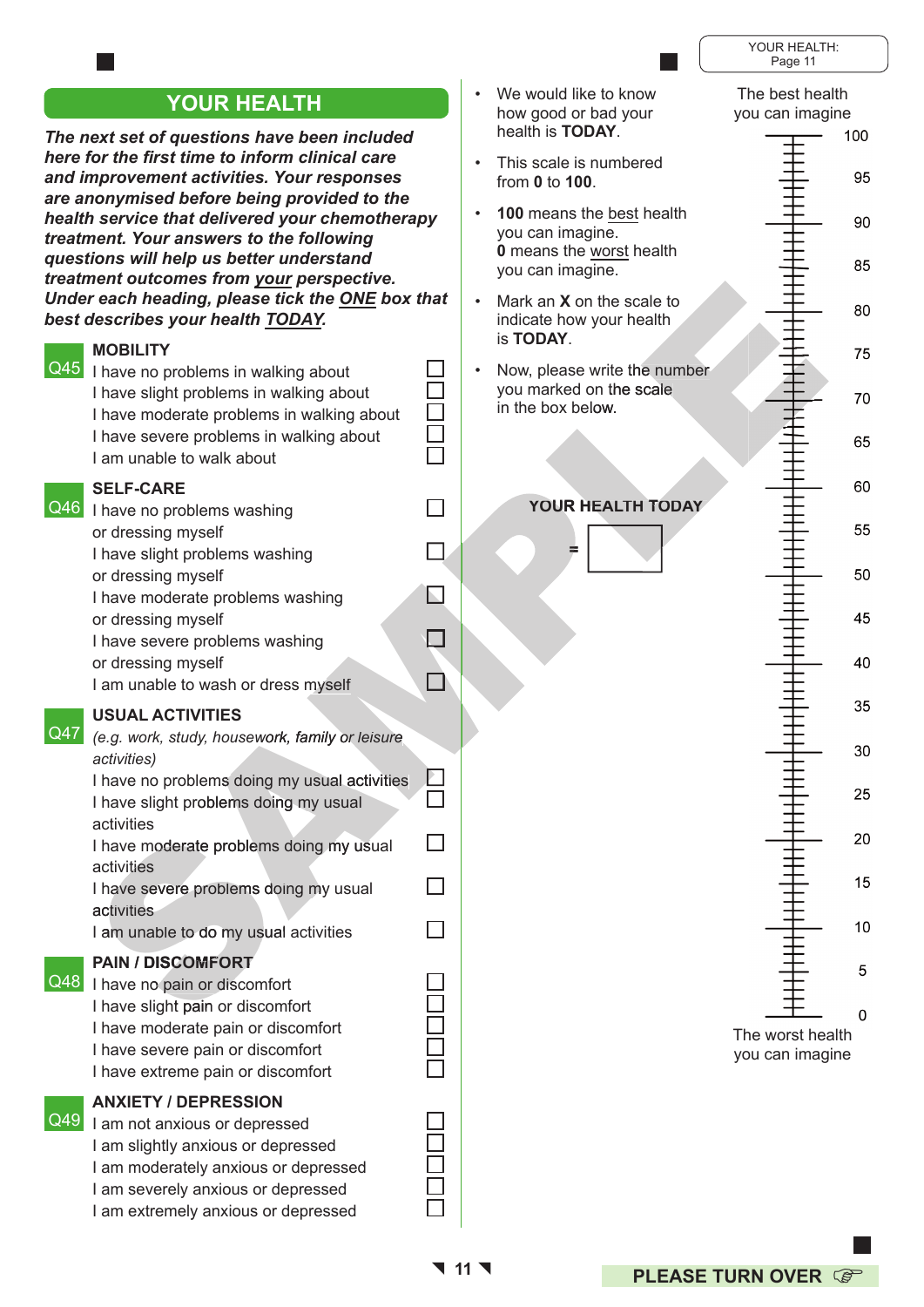## YOUR HEALTH

***The next set of questions have been included here for the first time to inform clinical care and improvement activities. Your responses are anonymised before being provided to the health service that delivered your chemotherapy treatment. Your answers to the following questions will help us better understand treatment outcomes from your perspective. Under each heading, please tick the ONE box that best describes your health TODAY.***

### Q45 MOBILITY

- I have no problems in walking about ☐
- I have slight problems in walking about ☐
- I have moderate problems in walking about ☐
- I have severe problems in walking about ☐
- I am unable to walk about ☐

### Q46 SELF-CARE

- I have no problems washing or dressing myself ☐
- I have slight problems washing or dressing myself ☐
- I have moderate problems washing or dressing myself ☐
- I have severe problems washing or dressing myself ☐
- I am unable to wash or dress myself ☐

### Q47 USUAL ACTIVITIES

*(e.g. work, study, housework, family or leisure activities)*

- I have no problems doing my usual activities ☐
- I have slight problems doing my usual activities ☐
- I have moderate problems doing my usual activities ☐
- I have severe problems doing my usual activities ☐
- I am unable to do my usual activities ☐

### Q48 PAIN / DISCOMFORT

- I have no pain or discomfort ☐
- I have slight pain or discomfort ☐
- I have moderate pain or discomfort ☐
- I have severe pain or discomfort ☐
- I have extreme pain or discomfort ☐

### Q49 ANXIETY / DEPRESSION

- I am not anxious or depressed ☐
- I am slightly anxious or depressed ☐
- I am moderately anxious or depressed ☐
- I am severely anxious or depressed ☐
- I am extremely anxious or depressed ☐

---

- We would like to know how good or bad your health is **TODAY**.
- This scale is numbered from **0** to **100**.
- **100** means the best health you can imagine. **0** means the worst health you can imagine.
- Mark an **X** on the scale to indicate how your health is **TODAY**.
- Now, please write the number you marked on the scale in the box below.

**YOUR HEALTH TODAY** = ☐

The best health you can imagine

100
95
90
85
80
75
70
65
60
55
50
45
40
35
30
25
20
15
10
5
0

The worst health you can imagine

SAMPLE

**PLEASE TURN OVER**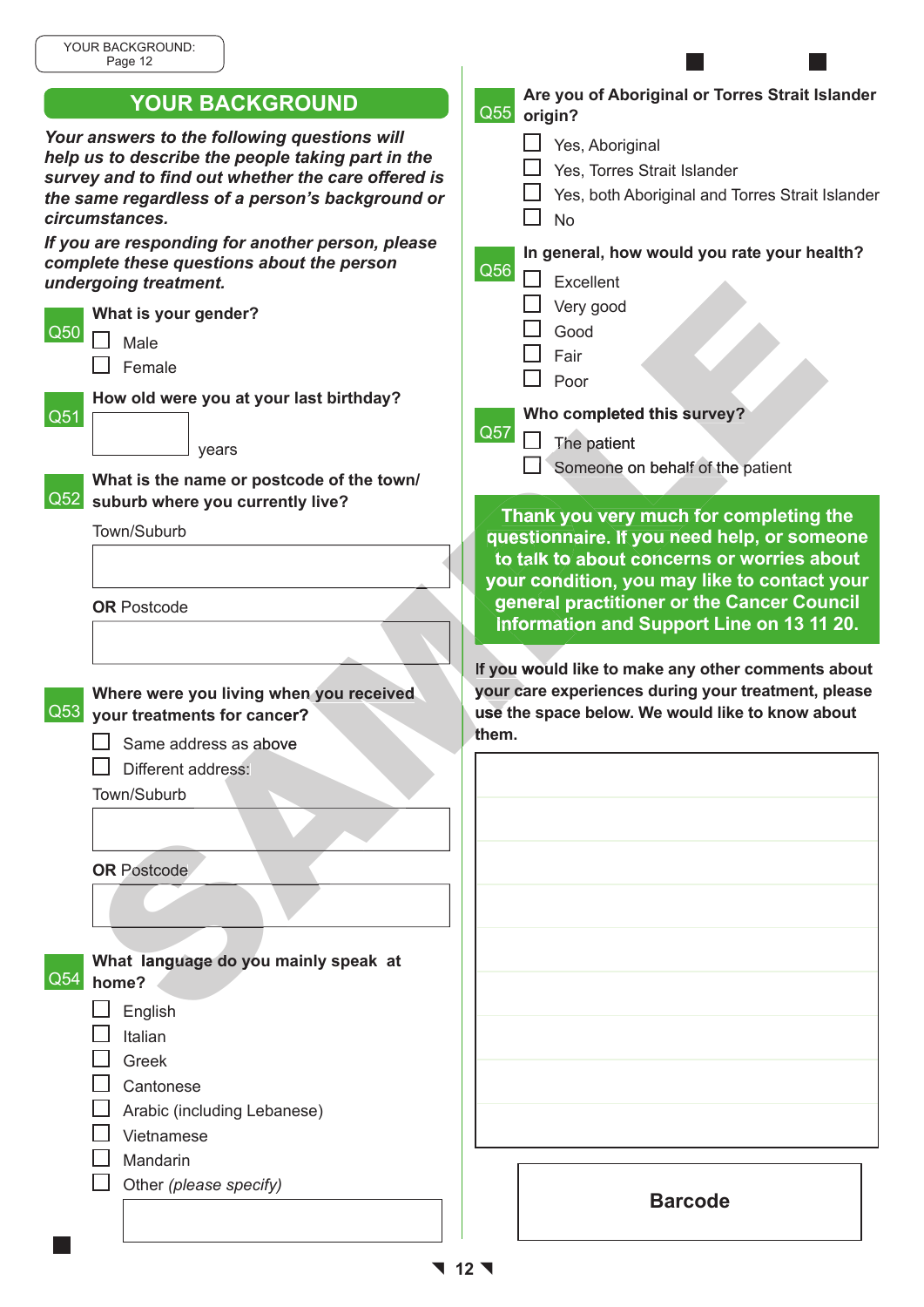# YOUR BACKGROUND

***Your answers to the following questions will help us to describe the people taking part in the survey and to find out whether the care offered is the same regardless of a person's background or circumstances.***

***If you are responding for another person, please complete these questions about the person undergoing treatment.***

**Q50 What is your gender?**

- ☐ Male
- ☐ Female

**Q51 How old were you at your last birthday?**

☐ years

**Q52 What is the name or postcode of the town/ suburb where you currently live?**

Town/Suburb

☐

**OR** Postcode

☐

**Q53 Where were you living when you received your treatments for cancer?**

- ☐ Same address as above
- ☐ Different address:

Town/Suburb

☐

**OR** Postcode

☐

**Q54 What language do you mainly speak at home?**

- ☐ English
- ☐ Italian
- ☐ Greek
- ☐ Cantonese
- ☐ Arabic (including Lebanese)
- ☐ Vietnamese
- ☐ Mandarin
- ☐ Other *(please specify)*

☐

**Q55 Are you of Aboriginal or Torres Strait Islander origin?**

- ☐ Yes, Aboriginal
- ☐ Yes, Torres Strait Islander
- ☐ Yes, both Aboriginal and Torres Strait Islander
- ☐ No

**Q56 In general, how would you rate your health?**

- ☐ Excellent
- ☐ Very good
- ☐ Good
- ☐ Fair
- ☐ Poor

**Q57 Who completed this survey?**

- ☐ The patient
- ☐ Someone on behalf of the patient

**Thank you very much for completing the questionnaire. If you need help, or someone to talk to about concerns or worries about your condition, you may like to contact your general practitioner or the Cancer Council Information and Support Line on 13 11 20.**

**If you would like to make any other comments about your care experiences during your treatment, please use the space below. We would like to know about them.**

☐

**Barcode**